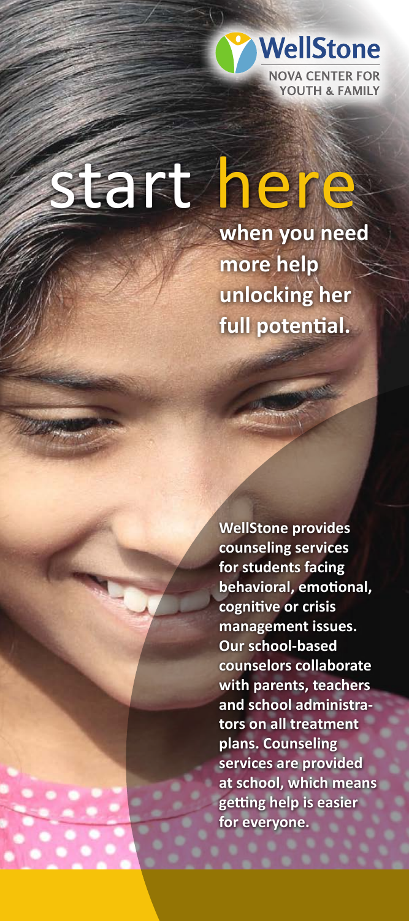WellStone

NOVA CENTER FOR YOUTH & FAMILY

# start here

**when you need more help unlocking her full potential.**

**WellStone provides counseling services for students facing behavioral, emotional, cognitive or crisis management issues. Our school-based counselors collaborate with parents, teachers and school administrators on all treatment plans. Counseling services are provided at school, which means getting help is easier for everyone.**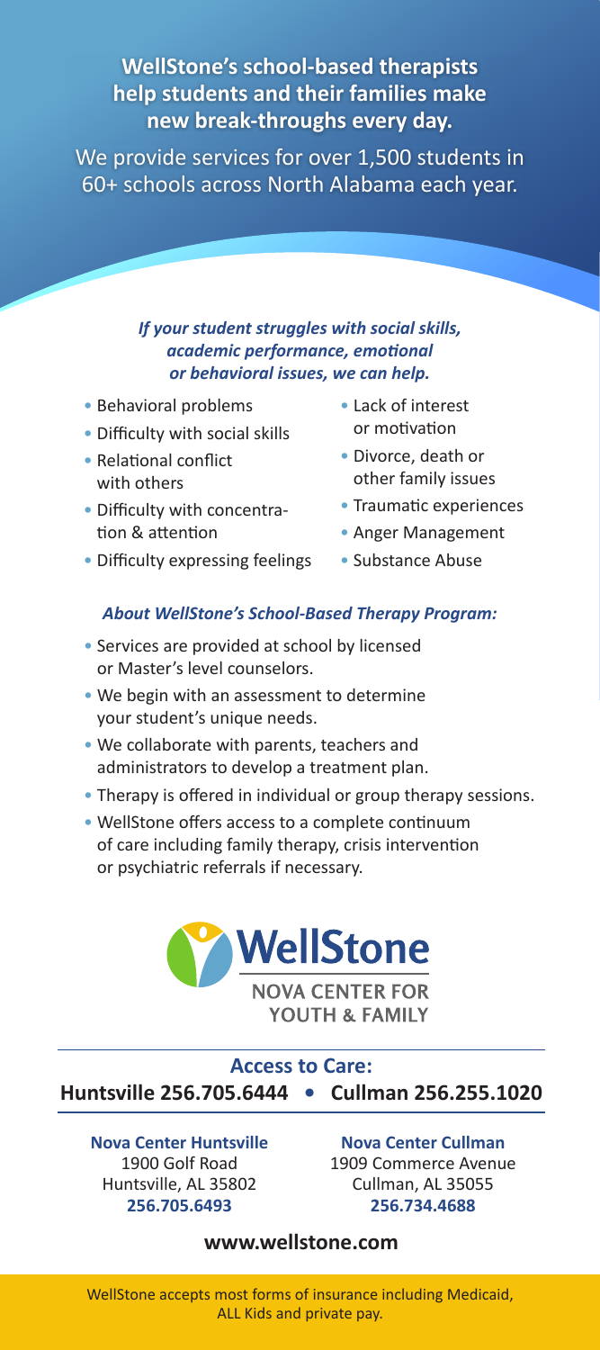**WellStone's school-based therapists help students and their families make new break-throughs every day.**

We provide services for over 1,500 students in 60+ schools across North Alabama each year.

***If your student struggles with social skills, academic performance, emotional or behavioral issues, we can help.***

- Behavioral problems
- Difficulty with social skills
- Relational conflict with others
- Difficulty with concentration & attention
- Difficulty expressing feelings
- Lack of interest or motivation
- Divorce, death or other family issues
- Traumatic experiences
- Anger Management
- Substance Abuse

***About WellStone's School-Based Therapy Program:***

- Services are provided at school by licensed or Master's level counselors.
- We begin with an assessment to determine your student's unique needs.
- We collaborate with parents, teachers and administrators to develop a treatment plan.
- Therapy is offered in individual or group therapy sessions.
- WellStone offers access to a complete continuum of care including family therapy, crisis intervention or psychiatric referrals if necessary.

WellStone

NOVA CENTER FOR YOUTH & FAMILY

## Access to Care:

**Huntsville 256.705.6444 • Cullman 256.255.1020**

**Nova Center Huntsville**
1900 Golf Road
Huntsville, AL 35802
**256.705.6493**

**Nova Center Cullman**
1909 Commerce Avenue
Cullman, AL 35055
**256.734.4688**

**www.wellstone.com**

WellStone accepts most forms of insurance including Medicaid, ALL Kids and private pay.